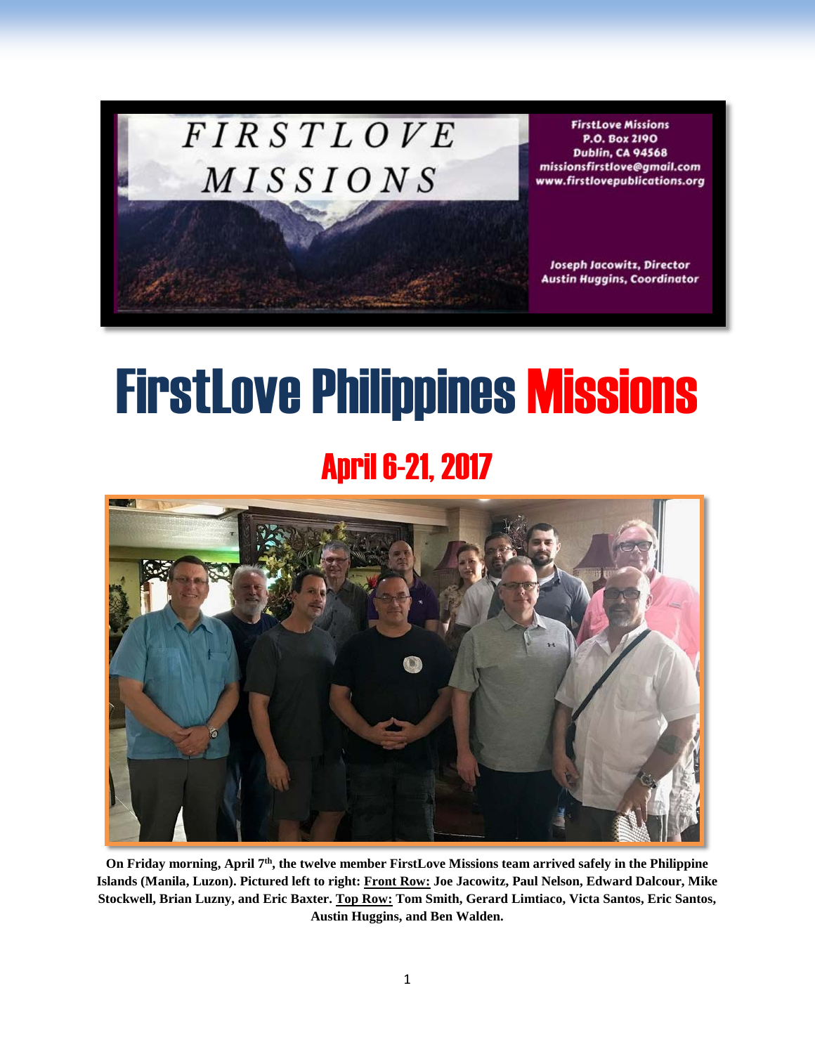# FIRSTLOVE MISSIONS

FirstLove Missions
P.O. Box 2190
Dublin, CA 94568
missionsfirstlove@gmail.com
www.firstlovepublications.org

Joseph Jacowitz, Director
Austin Huggins, Coordinator

# FirstLove Philippines Missions

## April 6-21, 2017

**On Friday morning, April 7th, the twelve member FirstLove Missions team arrived safely in the Philippine Islands (Manila, Luzon). Pictured left to right: Front Row: Joe Jacowitz, Paul Nelson, Edward Dalcour, Mike Stockwell, Brian Luzny, and Eric Baxter. Top Row: Tom Smith, Gerard Limtiaco, Victa Santos, Eric Santos, Austin Huggins, and Ben Walden.**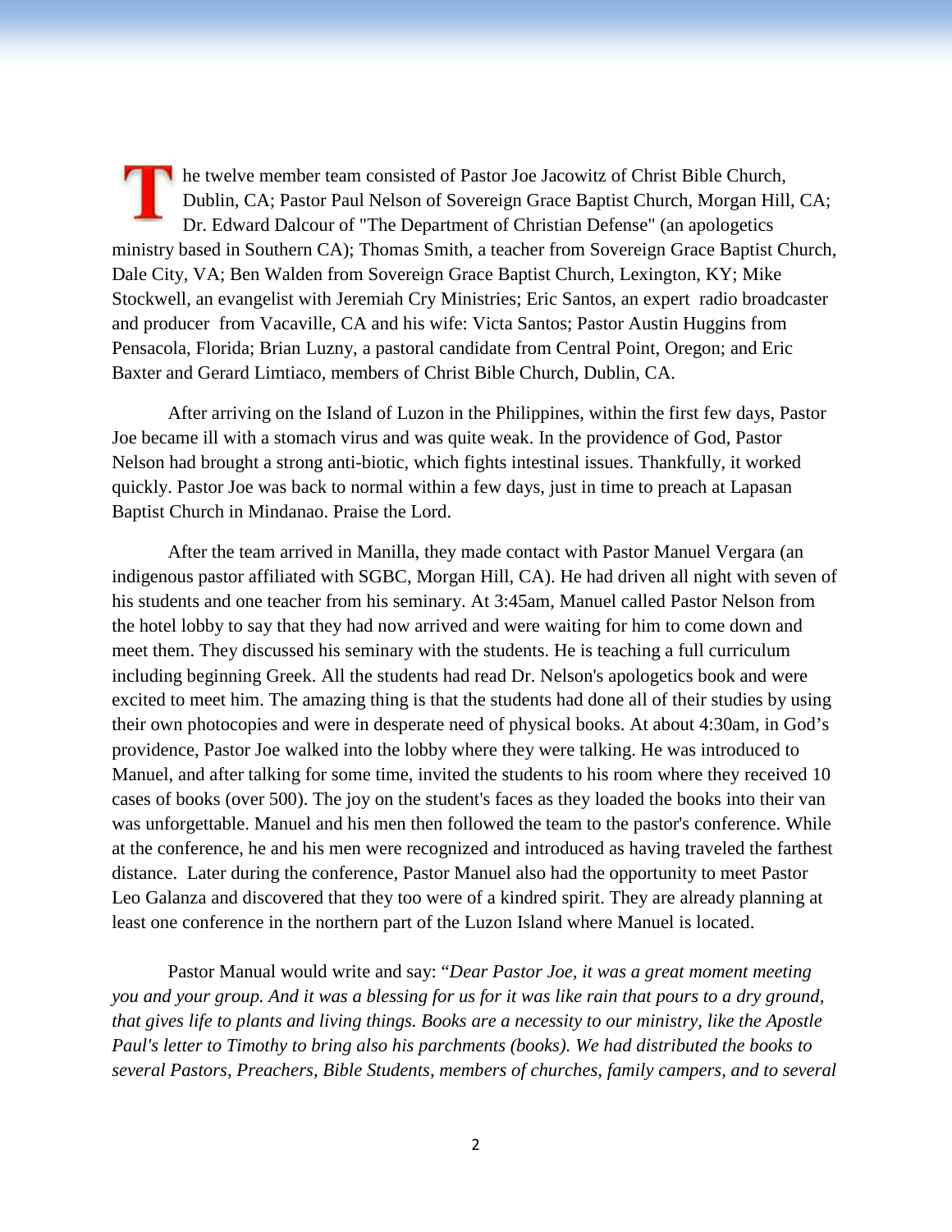The twelve member team consisted of Pastor Joe Jacowitz of Christ Bible Church, Dublin, CA; Pastor Paul Nelson of Sovereign Grace Baptist Church, Morgan Hill, CA; Dr. Edward Dalcour of "The Department of Christian Defense" (an apologetics ministry based in Southern CA); Thomas Smith, a teacher from Sovereign Grace Baptist Church, Dale City, VA; Ben Walden from Sovereign Grace Baptist Church, Lexington, KY; Mike Stockwell, an evangelist with Jeremiah Cry Ministries; Eric Santos, an expert radio broadcaster and producer from Vacaville, CA and his wife: Victa Santos; Pastor Austin Huggins from Pensacola, Florida; Brian Luzny, a pastoral candidate from Central Point, Oregon; and Eric Baxter and Gerard Limtiaco, members of Christ Bible Church, Dublin, CA.

After arriving on the Island of Luzon in the Philippines, within the first few days, Pastor Joe became ill with a stomach virus and was quite weak. In the providence of God, Pastor Nelson had brought a strong anti-biotic, which fights intestinal issues. Thankfully, it worked quickly. Pastor Joe was back to normal within a few days, just in time to preach at Lapasan Baptist Church in Mindanao. Praise the Lord.

After the team arrived in Manilla, they made contact with Pastor Manuel Vergara (an indigenous pastor affiliated with SGBC, Morgan Hill, CA). He had driven all night with seven of his students and one teacher from his seminary. At 3:45am, Manuel called Pastor Nelson from the hotel lobby to say that they had now arrived and were waiting for him to come down and meet them. They discussed his seminary with the students. He is teaching a full curriculum including beginning Greek. All the students had read Dr. Nelson's apologetics book and were excited to meet him. The amazing thing is that the students had done all of their studies by using their own photocopies and were in desperate need of physical books. At about 4:30am, in God's providence, Pastor Joe walked into the lobby where they were talking. He was introduced to Manuel, and after talking for some time, invited the students to his room where they received 10 cases of books (over 500). The joy on the student's faces as they loaded the books into their van was unforgettable. Manuel and his men then followed the team to the pastor's conference. While at the conference, he and his men were recognized and introduced as having traveled the farthest distance. Later during the conference, Pastor Manuel also had the opportunity to meet Pastor Leo Galanza and discovered that they too were of a kindred spirit. They are already planning at least one conference in the northern part of the Luzon Island where Manuel is located.

Pastor Manual would write and say: "*Dear Pastor Joe, it was a great moment meeting you and your group. And it was a blessing for us for it was like rain that pours to a dry ground, that gives life to plants and living things. Books are a necessity to our ministry, like the Apostle Paul's letter to Timothy to bring also his parchments (books). We had distributed the books to several Pastors, Preachers, Bible Students, members of churches, family campers, and to several*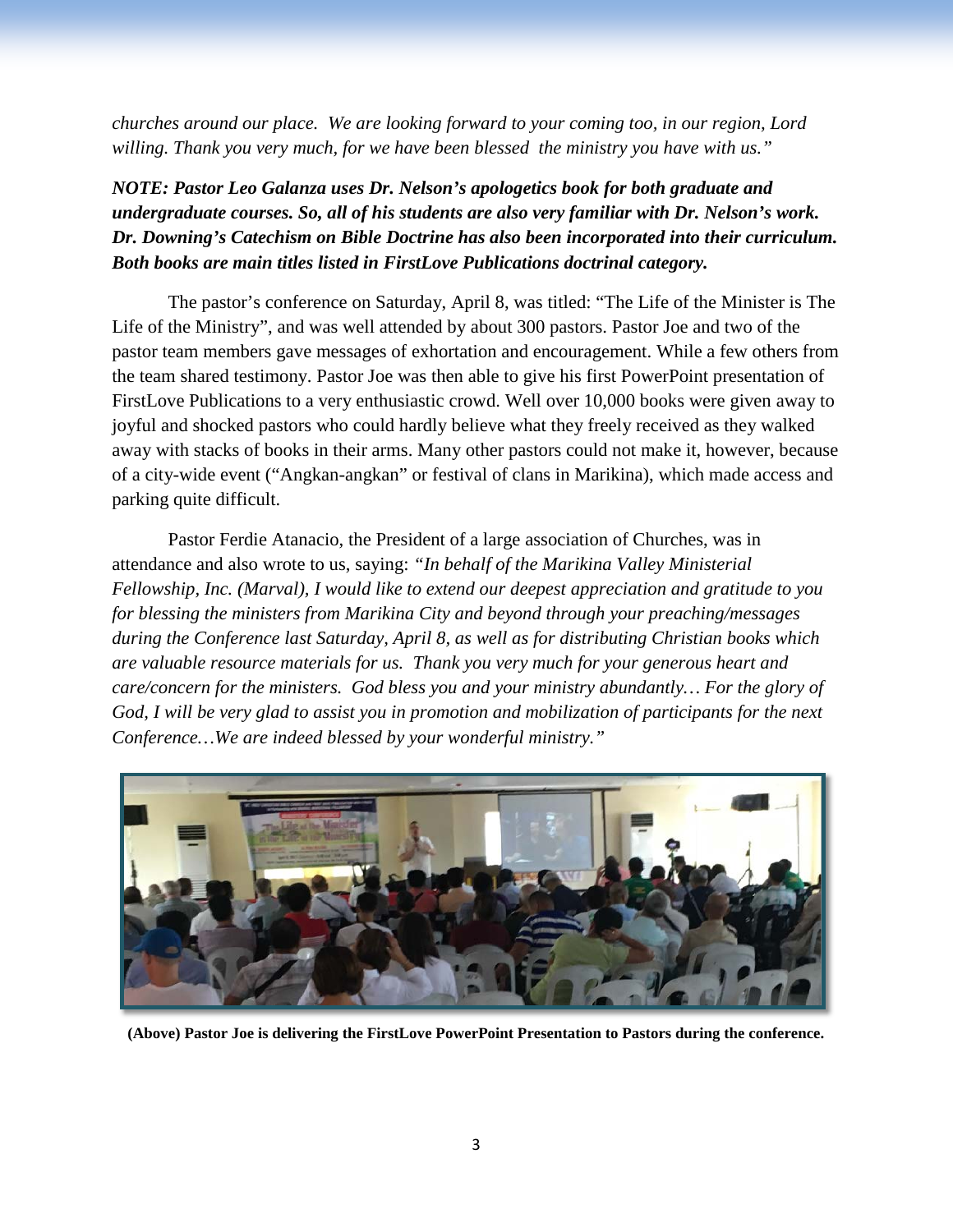*churches around our place. We are looking forward to your coming too, in our region, Lord willing. Thank you very much, for we have been blessed the ministry you have with us."*

***NOTE: Pastor Leo Galanza uses Dr. Nelson's apologetics book for both graduate and undergraduate courses. So, all of his students are also very familiar with Dr. Nelson's work. Dr. Downing's Catechism on Bible Doctrine has also been incorporated into their curriculum. Both books are main titles listed in FirstLove Publications doctrinal category.***

The pastor's conference on Saturday, April 8, was titled: "The Life of the Minister is The Life of the Ministry", and was well attended by about 300 pastors. Pastor Joe and two of the pastor team members gave messages of exhortation and encouragement. While a few others from the team shared testimony. Pastor Joe was then able to give his first PowerPoint presentation of FirstLove Publications to a very enthusiastic crowd. Well over 10,000 books were given away to joyful and shocked pastors who could hardly believe what they freely received as they walked away with stacks of books in their arms. Many other pastors could not make it, however, because of a city-wide event ("Angkan-angkan" or festival of clans in Marikina), which made access and parking quite difficult.

Pastor Ferdie Atanacio, the President of a large association of Churches, was in attendance and also wrote to us, saying: *"In behalf of the Marikina Valley Ministerial Fellowship, Inc. (Marval), I would like to extend our deepest appreciation and gratitude to you for blessing the ministers from Marikina City and beyond through your preaching/messages during the Conference last Saturday, April 8, as well as for distributing Christian books which are valuable resource materials for us. Thank you very much for your generous heart and care/concern for the ministers. God bless you and your ministry abundantly… For the glory of God, I will be very glad to assist you in promotion and mobilization of participants for the next Conference…We are indeed blessed by your wonderful ministry."*

**(Above) Pastor Joe is delivering the FirstLove PowerPoint Presentation to Pastors during the conference.**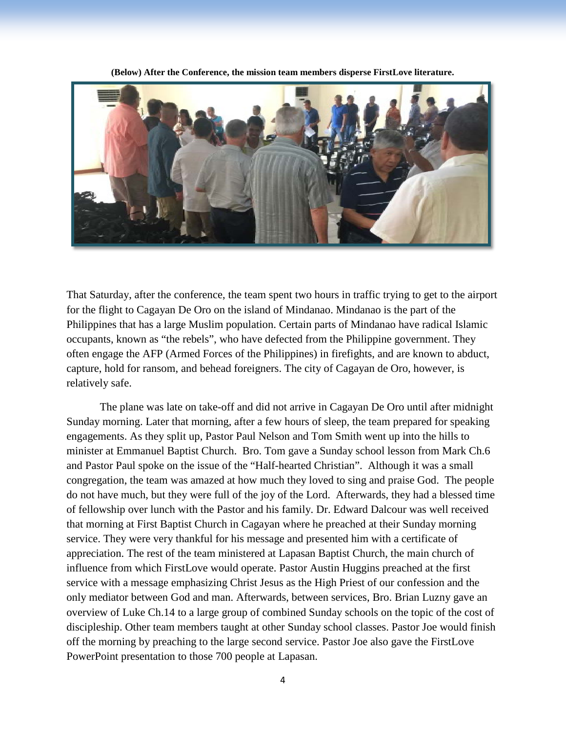**(Below) After the Conference, the mission team members disperse FirstLove literature.**

That Saturday, after the conference, the team spent two hours in traffic trying to get to the airport for the flight to Cagayan De Oro on the island of Mindanao. Mindanao is the part of the Philippines that has a large Muslim population. Certain parts of Mindanao have radical Islamic occupants, known as "the rebels", who have defected from the Philippine government. They often engage the AFP (Armed Forces of the Philippines) in firefights, and are known to abduct, capture, hold for ransom, and behead foreigners. The city of Cagayan de Oro, however, is relatively safe.

The plane was late on take-off and did not arrive in Cagayan De Oro until after midnight Sunday morning. Later that morning, after a few hours of sleep, the team prepared for speaking engagements. As they split up, Pastor Paul Nelson and Tom Smith went up into the hills to minister at Emmanuel Baptist Church. Bro. Tom gave a Sunday school lesson from Mark Ch.6 and Pastor Paul spoke on the issue of the "Half-hearted Christian". Although it was a small congregation, the team was amazed at how much they loved to sing and praise God. The people do not have much, but they were full of the joy of the Lord. Afterwards, they had a blessed time of fellowship over lunch with the Pastor and his family. Dr. Edward Dalcour was well received that morning at First Baptist Church in Cagayan where he preached at their Sunday morning service. They were very thankful for his message and presented him with a certificate of appreciation. The rest of the team ministered at Lapasan Baptist Church, the main church of influence from which FirstLove would operate. Pastor Austin Huggins preached at the first service with a message emphasizing Christ Jesus as the High Priest of our confession and the only mediator between God and man. Afterwards, between services, Bro. Brian Luzny gave an overview of Luke Ch.14 to a large group of combined Sunday schools on the topic of the cost of discipleship. Other team members taught at other Sunday school classes. Pastor Joe would finish off the morning by preaching to the large second service. Pastor Joe also gave the FirstLove PowerPoint presentation to those 700 people at Lapasan.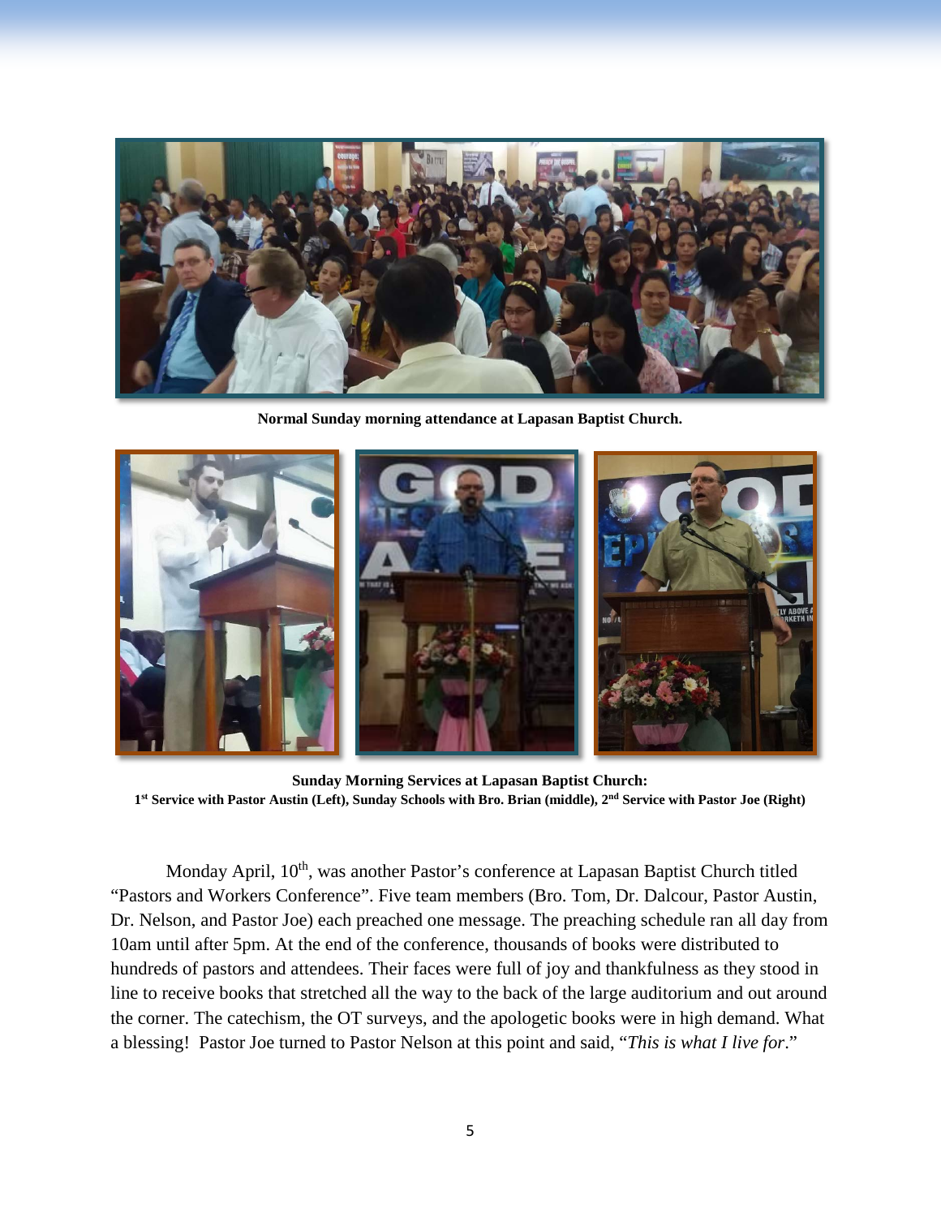**Normal Sunday morning attendance at Lapasan Baptist Church.**

**Sunday Morning Services at Lapasan Baptist Church:**
**1st Service with Pastor Austin (Left), Sunday Schools with Bro. Brian (middle), 2nd Service with Pastor Joe (Right)**

Monday April, 10th, was another Pastor's conference at Lapasan Baptist Church titled "Pastors and Workers Conference". Five team members (Bro. Tom, Dr. Dalcour, Pastor Austin, Dr. Nelson, and Pastor Joe) each preached one message. The preaching schedule ran all day from 10am until after 5pm. At the end of the conference, thousands of books were distributed to hundreds of pastors and attendees. Their faces were full of joy and thankfulness as they stood in line to receive books that stretched all the way to the back of the large auditorium and out around the corner. The catechism, the OT surveys, and the apologetic books were in high demand. What a blessing! Pastor Joe turned to Pastor Nelson at this point and said, "*This is what I live for*."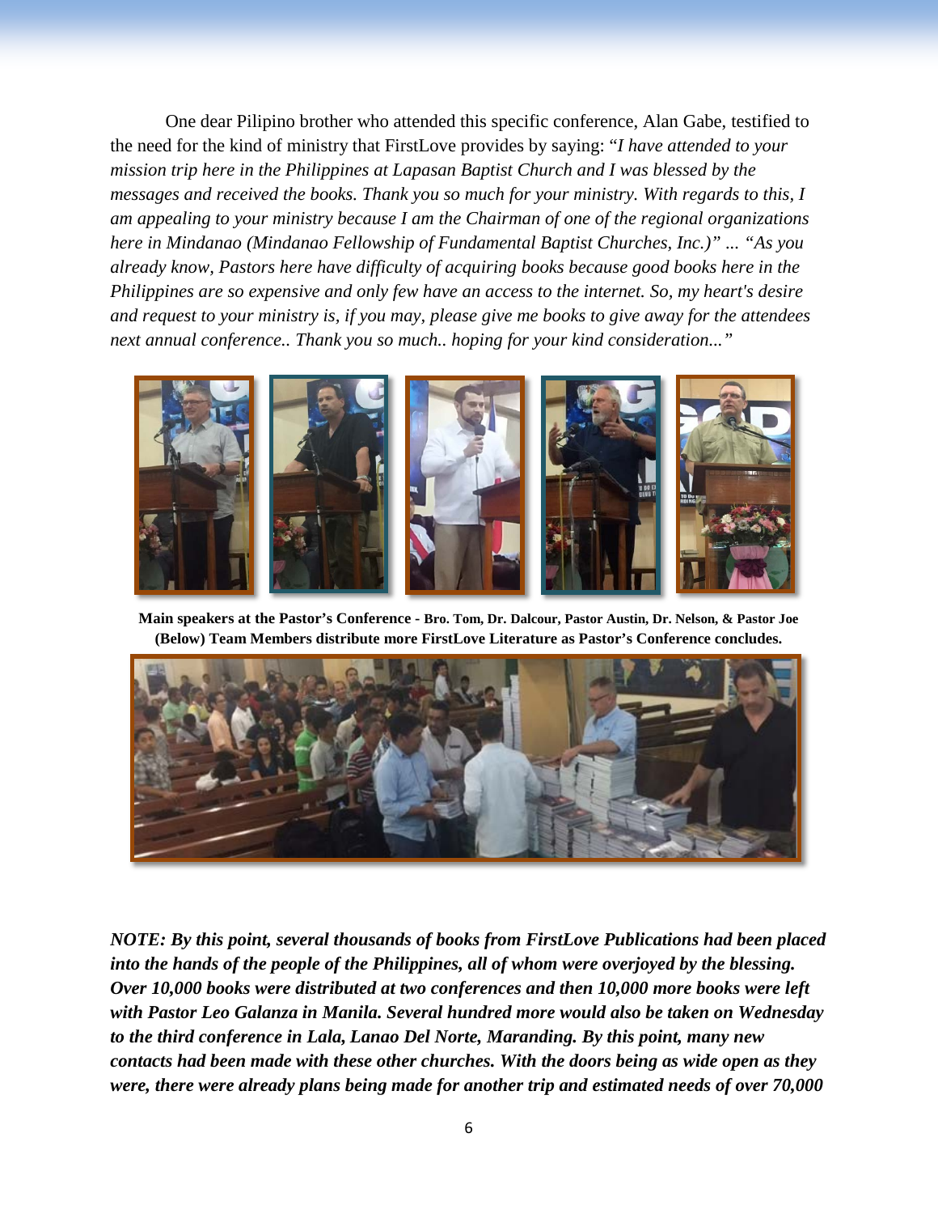One dear Pilipino brother who attended this specific conference, Alan Gabe, testified to the need for the kind of ministry that FirstLove provides by saying: "*I have attended to your mission trip here in the Philippines at Lapasan Baptist Church and I was blessed by the messages and received the books. Thank you so much for your ministry. With regards to this, I am appealing to your ministry because I am the Chairman of one of the regional organizations here in Mindanao (Mindanao Fellowship of Fundamental Baptist Churches, Inc.)" ... "As you already know, Pastors here have difficulty of acquiring books because good books here in the Philippines are so expensive and only few have an access to the internet. So, my heart's desire and request to your ministry is, if you may, please give me books to give away for the attendees next annual conference.. Thank you so much.. hoping for your kind consideration...*"

**Main speakers at the Pastor's Conference - Bro. Tom, Dr. Dalcour, Pastor Austin, Dr. Nelson, & Pastor Joe**
**(Below) Team Members distribute more FirstLove Literature as Pastor's Conference concludes.**

***NOTE: By this point, several thousands of books from FirstLove Publications had been placed into the hands of the people of the Philippines, all of whom were overjoyed by the blessing. Over 10,000 books were distributed at two conferences and then 10,000 more books were left with Pastor Leo Galanza in Manila. Several hundred more would also be taken on Wednesday to the third conference in Lala, Lanao Del Norte, Maranding. By this point, many new contacts had been made with these other churches. With the doors being as wide open as they were, there were already plans being made for another trip and estimated needs of over 70,000***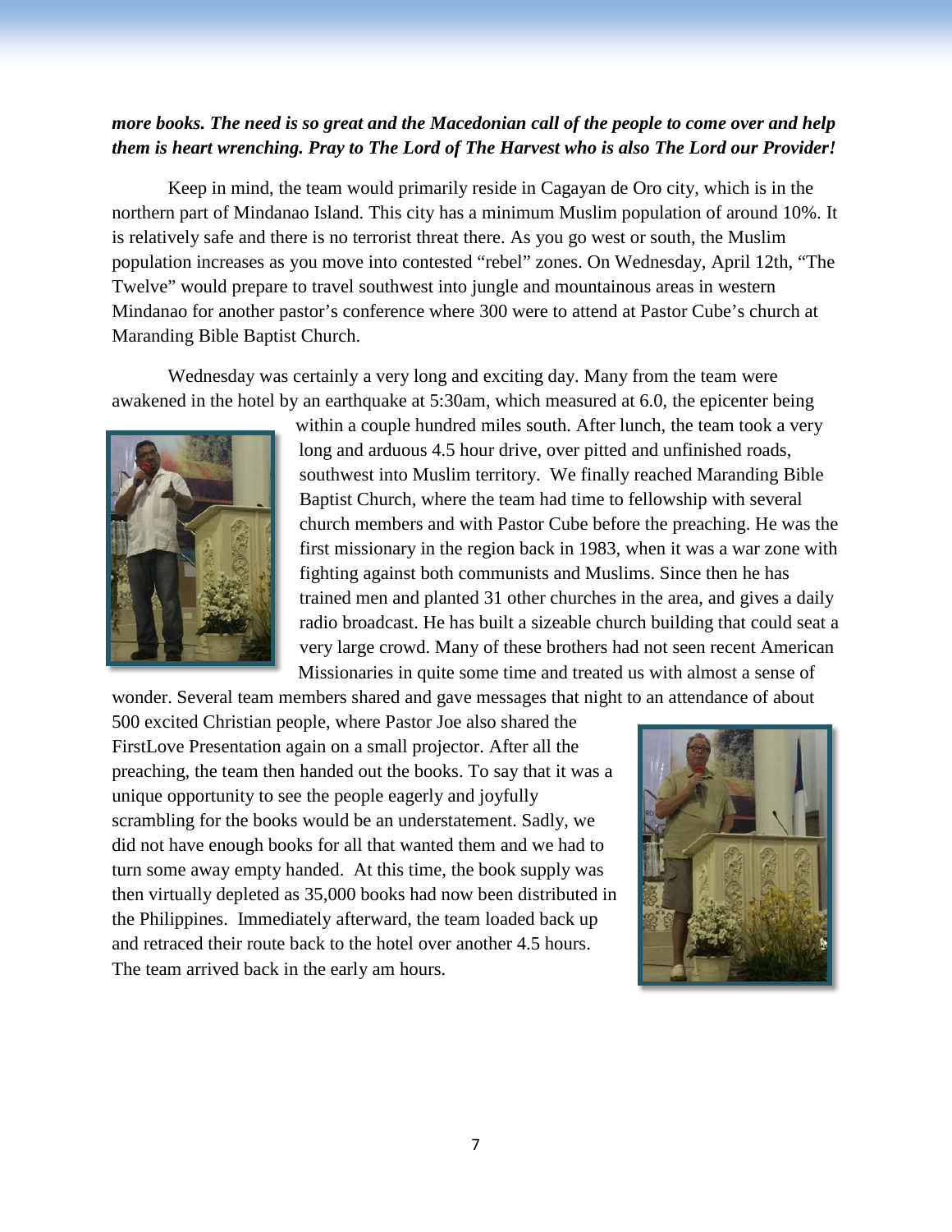***more books. The need is so great and the Macedonian call of the people to come over and help them is heart wrenching. Pray to The Lord of The Harvest who is also The Lord our Provider!***

Keep in mind, the team would primarily reside in Cagayan de Oro city, which is in the northern part of Mindanao Island. This city has a minimum Muslim population of around 10%. It is relatively safe and there is no terrorist threat there. As you go west or south, the Muslim population increases as you move into contested "rebel" zones. On Wednesday, April 12th, "The Twelve" would prepare to travel southwest into jungle and mountainous areas in western Mindanao for another pastor's conference where 300 were to attend at Pastor Cube's church at Maranding Bible Baptist Church.

Wednesday was certainly a very long and exciting day. Many from the team were awakened in the hotel by an earthquake at 5:30am, which measured at 6.0, the epicenter being within a couple hundred miles south. After lunch, the team took a very long and arduous 4.5 hour drive, over pitted and unfinished roads, southwest into Muslim territory. We finally reached Maranding Bible Baptist Church, where the team had time to fellowship with several church members and with Pastor Cube before the preaching. He was the first missionary in the region back in 1983, when it was a war zone with fighting against both communists and Muslims. Since then he has trained men and planted 31 other churches in the area, and gives a daily radio broadcast. He has built a sizeable church building that could seat a very large crowd. Many of these brothers had not seen recent American Missionaries in quite some time and treated us with almost a sense of wonder. Several team members shared and gave messages that night to an attendance of about 500 excited Christian people, where Pastor Joe also shared the FirstLove Presentation again on a small projector. After all the preaching, the team then handed out the books. To say that it was a unique opportunity to see the people eagerly and joyfully scrambling for the books would be an understatement. Sadly, we did not have enough books for all that wanted them and we had to turn some away empty handed. At this time, the book supply was then virtually depleted as 35,000 books had now been distributed in the Philippines. Immediately afterward, the team loaded back up and retraced their route back to the hotel over another 4.5 hours. The team arrived back in the early am hours.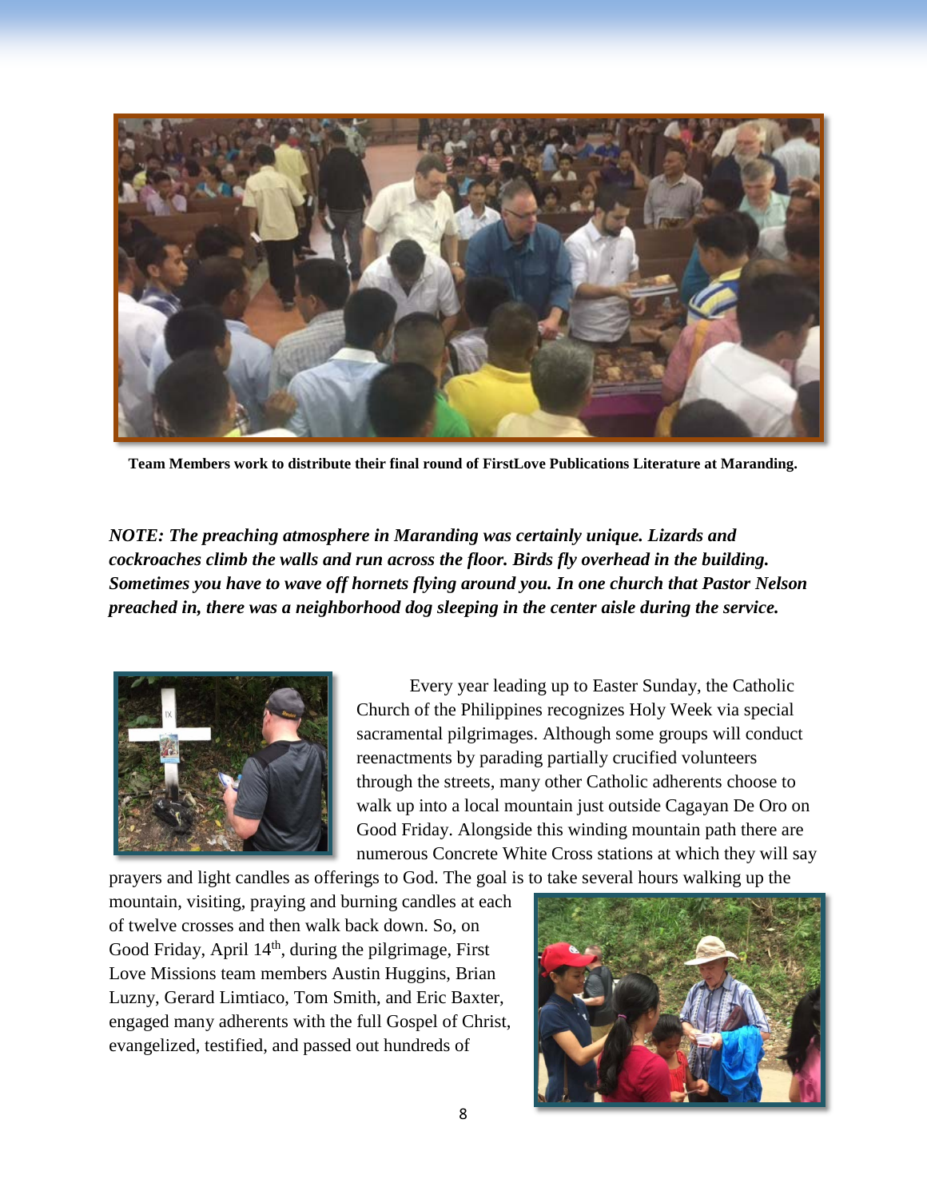**Team Members work to distribute their final round of FirstLove Publications Literature at Maranding.**

***NOTE: The preaching atmosphere in Maranding was certainly unique. Lizards and cockroaches climb the walls and run across the floor. Birds fly overhead in the building. Sometimes you have to wave off hornets flying around you. In one church that Pastor Nelson preached in, there was a neighborhood dog sleeping in the center aisle during the service.***

Every year leading up to Easter Sunday, the Catholic Church of the Philippines recognizes Holy Week via special sacramental pilgrimages. Although some groups will conduct reenactments by parading partially crucified volunteers through the streets, many other Catholic adherents choose to walk up into a local mountain just outside Cagayan De Oro on Good Friday. Alongside this winding mountain path there are numerous Concrete White Cross stations at which they will say prayers and light candles as offerings to God. The goal is to take several hours walking up the mountain, visiting, praying and burning candles at each of twelve crosses and then walk back down. So, on Good Friday, April 14th, during the pilgrimage, First Love Missions team members Austin Huggins, Brian Luzny, Gerard Limtiaco, Tom Smith, and Eric Baxter, engaged many adherents with the full Gospel of Christ, evangelized, testified, and passed out hundreds of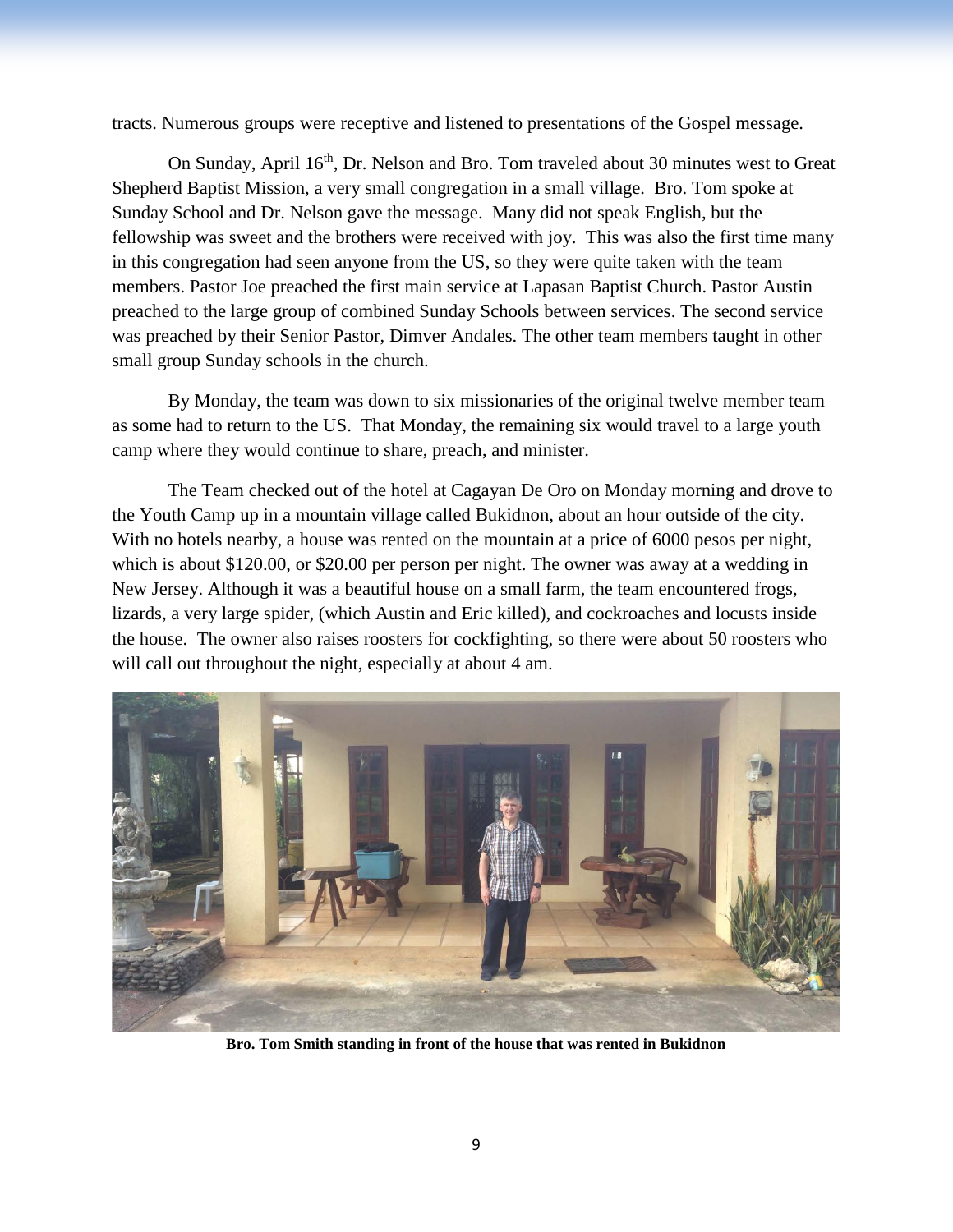tracts. Numerous groups were receptive and listened to presentations of the Gospel message.

On Sunday, April 16th, Dr. Nelson and Bro. Tom traveled about 30 minutes west to Great Shepherd Baptist Mission, a very small congregation in a small village. Bro. Tom spoke at Sunday School and Dr. Nelson gave the message. Many did not speak English, but the fellowship was sweet and the brothers were received with joy. This was also the first time many in this congregation had seen anyone from the US, so they were quite taken with the team members. Pastor Joe preached the first main service at Lapasan Baptist Church. Pastor Austin preached to the large group of combined Sunday Schools between services. The second service was preached by their Senior Pastor, Dimver Andales. The other team members taught in other small group Sunday schools in the church.

By Monday, the team was down to six missionaries of the original twelve member team as some had to return to the US. That Monday, the remaining six would travel to a large youth camp where they would continue to share, preach, and minister.

The Team checked out of the hotel at Cagayan De Oro on Monday morning and drove to the Youth Camp up in a mountain village called Bukidnon, about an hour outside of the city. With no hotels nearby, a house was rented on the mountain at a price of 6000 pesos per night, which is about $120.00, or $20.00 per person per night. The owner was away at a wedding in New Jersey. Although it was a beautiful house on a small farm, the team encountered frogs, lizards, a very large spider, (which Austin and Eric killed), and cockroaches and locusts inside the house. The owner also raises roosters for cockfighting, so there were about 50 roosters who will call out throughout the night, especially at about 4 am.

**Bro. Tom Smith standing in front of the house that was rented in Bukidnon**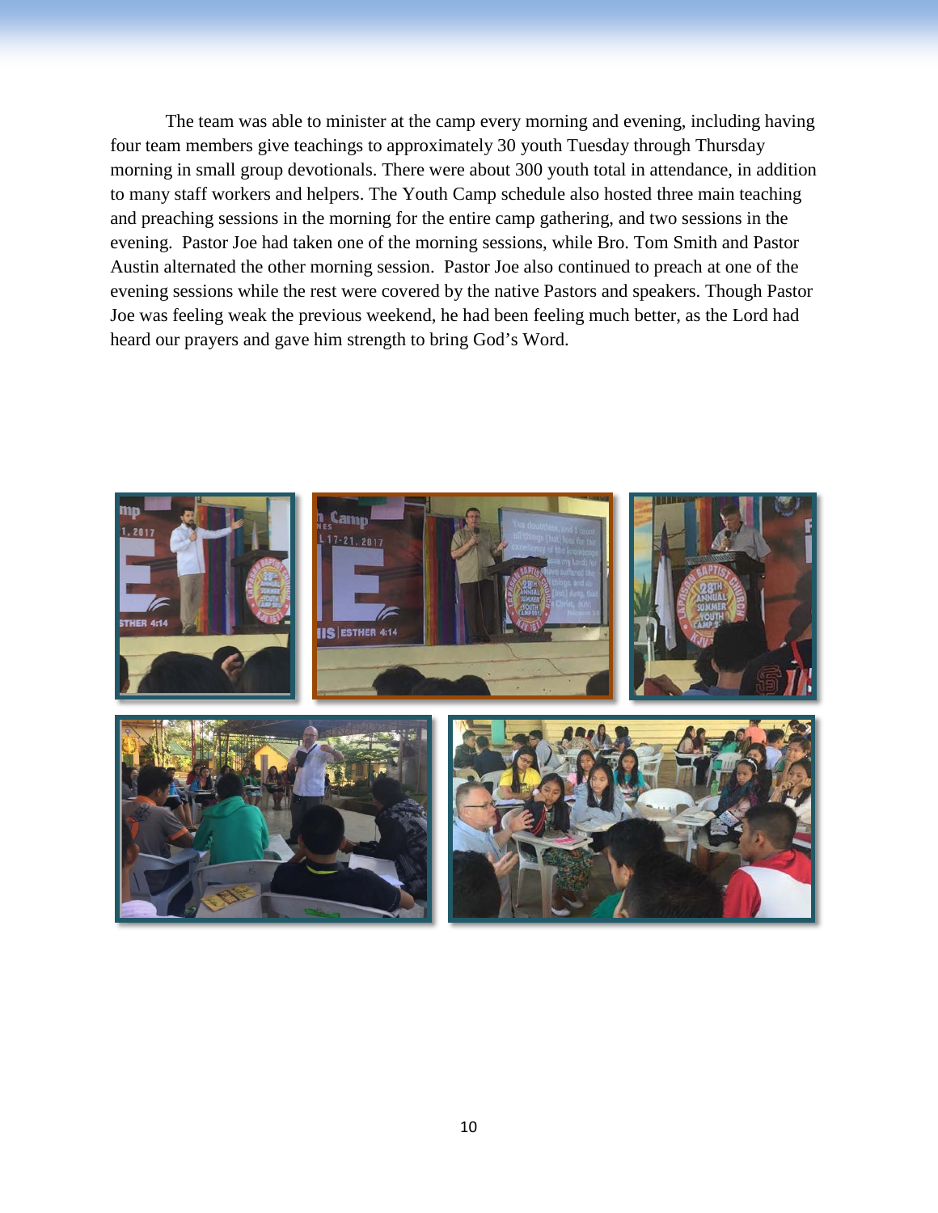The team was able to minister at the camp every morning and evening, including having four team members give teachings to approximately 30 youth Tuesday through Thursday morning in small group devotionals. There were about 300 youth total in attendance, in addition to many staff workers and helpers. The Youth Camp schedule also hosted three main teaching and preaching sessions in the morning for the entire camp gathering, and two sessions in the evening. Pastor Joe had taken one of the morning sessions, while Bro. Tom Smith and Pastor Austin alternated the other morning session. Pastor Joe also continued to preach at one of the evening sessions while the rest were covered by the native Pastors and speakers. Though Pastor Joe was feeling weak the previous weekend, he had been feeling much better, as the Lord had heard our prayers and gave him strength to bring God's Word.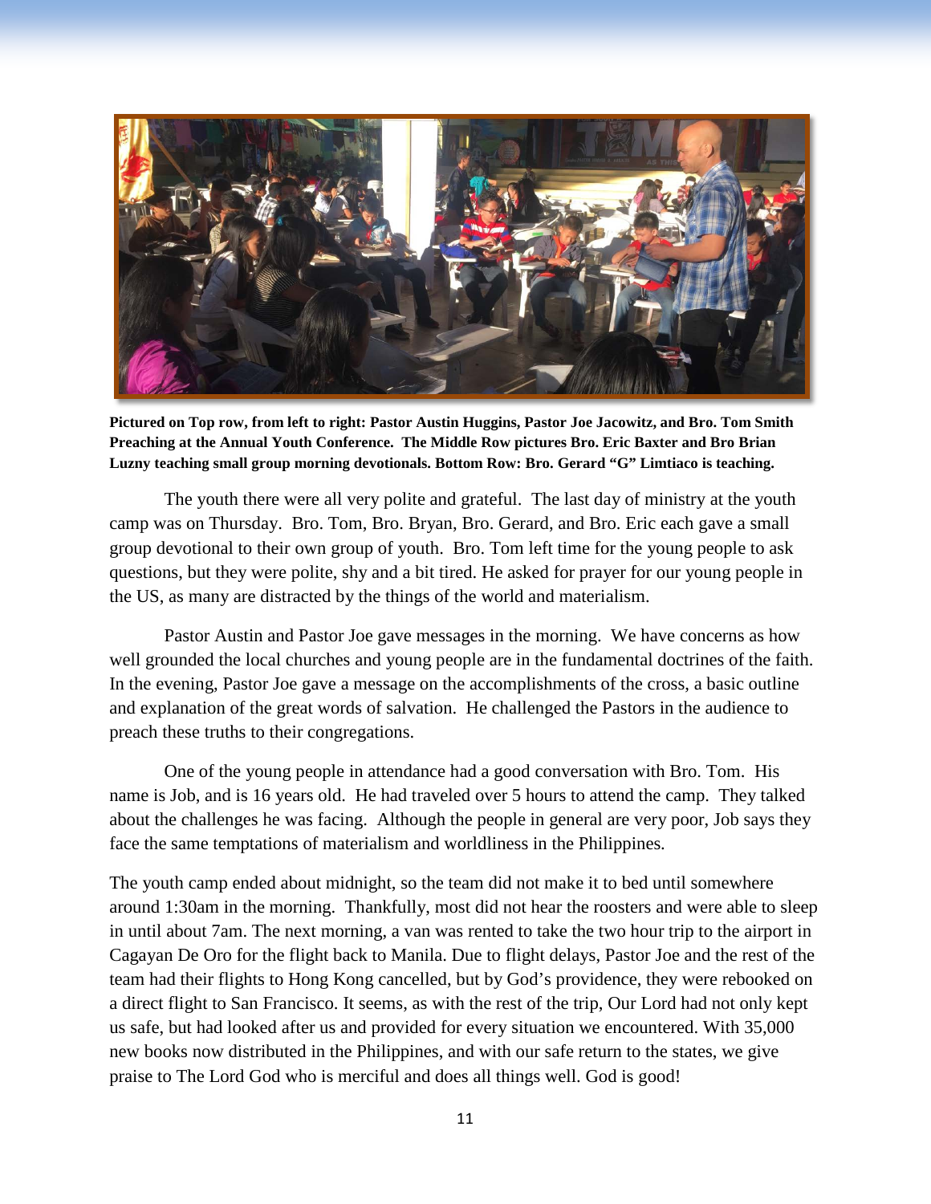**Pictured on Top row, from left to right: Pastor Austin Huggins, Pastor Joe Jacowitz, and Bro. Tom Smith Preaching at the Annual Youth Conference. The Middle Row pictures Bro. Eric Baxter and Bro Brian Luzny teaching small group morning devotionals. Bottom Row: Bro. Gerard "G" Limtiaco is teaching.**

The youth there were all very polite and grateful. The last day of ministry at the youth camp was on Thursday. Bro. Tom, Bro. Bryan, Bro. Gerard, and Bro. Eric each gave a small group devotional to their own group of youth. Bro. Tom left time for the young people to ask questions, but they were polite, shy and a bit tired. He asked for prayer for our young people in the US, as many are distracted by the things of the world and materialism.

Pastor Austin and Pastor Joe gave messages in the morning. We have concerns as how well grounded the local churches and young people are in the fundamental doctrines of the faith. In the evening, Pastor Joe gave a message on the accomplishments of the cross, a basic outline and explanation of the great words of salvation. He challenged the Pastors in the audience to preach these truths to their congregations.

One of the young people in attendance had a good conversation with Bro. Tom. His name is Job, and is 16 years old. He had traveled over 5 hours to attend the camp. They talked about the challenges he was facing. Although the people in general are very poor, Job says they face the same temptations of materialism and worldliness in the Philippines.

The youth camp ended about midnight, so the team did not make it to bed until somewhere around 1:30am in the morning. Thankfully, most did not hear the roosters and were able to sleep in until about 7am. The next morning, a van was rented to take the two hour trip to the airport in Cagayan De Oro for the flight back to Manila. Due to flight delays, Pastor Joe and the rest of the team had their flights to Hong Kong cancelled, but by God's providence, they were rebooked on a direct flight to San Francisco. It seems, as with the rest of the trip, Our Lord had not only kept us safe, but had looked after us and provided for every situation we encountered. With 35,000 new books now distributed in the Philippines, and with our safe return to the states, we give praise to The Lord God who is merciful and does all things well. God is good!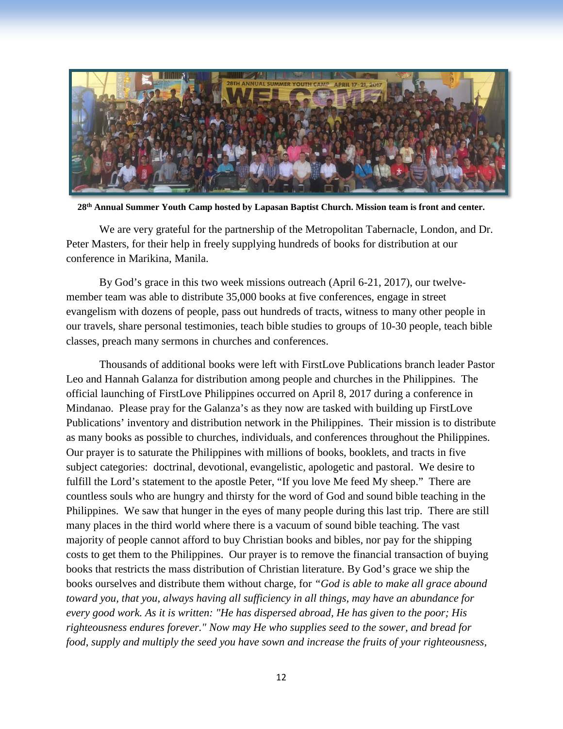**28th Annual Summer Youth Camp hosted by Lapasan Baptist Church. Mission team is front and center.**

We are very grateful for the partnership of the Metropolitan Tabernacle, London, and Dr. Peter Masters, for their help in freely supplying hundreds of books for distribution at our conference in Marikina, Manila.

By God's grace in this two week missions outreach (April 6-21, 2017), our twelve-member team was able to distribute 35,000 books at five conferences, engage in street evangelism with dozens of people, pass out hundreds of tracts, witness to many other people in our travels, share personal testimonies, teach bible studies to groups of 10-30 people, teach bible classes, preach many sermons in churches and conferences.

Thousands of additional books were left with FirstLove Publications branch leader Pastor Leo and Hannah Galanza for distribution among people and churches in the Philippines. The official launching of FirstLove Philippines occurred on April 8, 2017 during a conference in Mindanao. Please pray for the Galanza's as they now are tasked with building up FirstLove Publications' inventory and distribution network in the Philippines. Their mission is to distribute as many books as possible to churches, individuals, and conferences throughout the Philippines. Our prayer is to saturate the Philippines with millions of books, booklets, and tracts in five subject categories: doctrinal, devotional, evangelistic, apologetic and pastoral. We desire to fulfill the Lord's statement to the apostle Peter, "If you love Me feed My sheep." There are countless souls who are hungry and thirsty for the word of God and sound bible teaching in the Philippines. We saw that hunger in the eyes of many people during this last trip. There are still many places in the third world where there is a vacuum of sound bible teaching. The vast majority of people cannot afford to buy Christian books and bibles, nor pay for the shipping costs to get them to the Philippines. Our prayer is to remove the financial transaction of buying books that restricts the mass distribution of Christian literature. By God's grace we ship the books ourselves and distribute them without charge, for *"God is able to make all grace abound toward you, that you, always having all sufficiency in all things, may have an abundance for every good work. As it is written: "He has dispersed abroad, He has given to the poor; His righteousness endures forever." Now may He who supplies seed to the sower, and bread for food, supply and multiply the seed you have sown and increase the fruits of your righteousness,*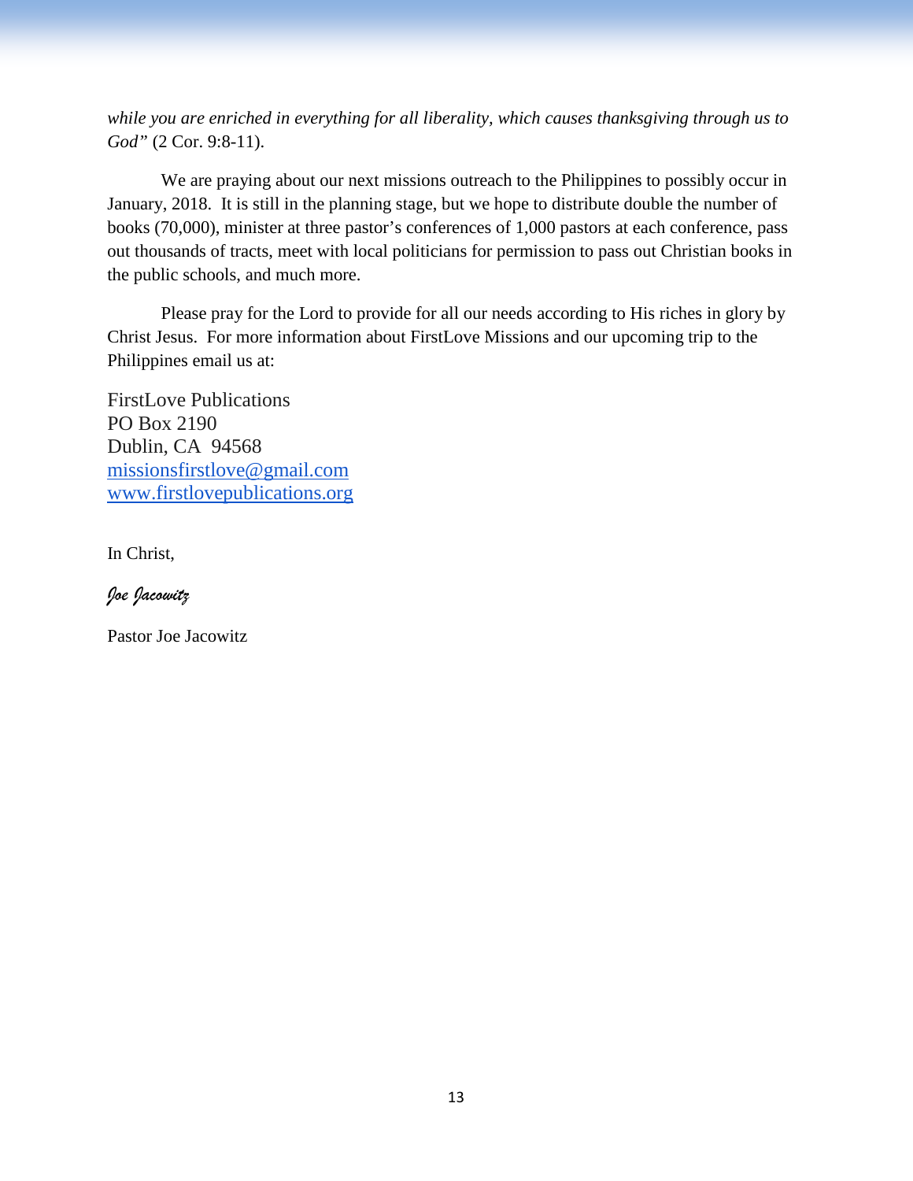*while you are enriched in everything for all liberality, which causes thanksgiving through us to God"* (2 Cor. 9:8-11).

We are praying about our next missions outreach to the Philippines to possibly occur in January, 2018. It is still in the planning stage, but we hope to distribute double the number of books (70,000), minister at three pastor's conferences of 1,000 pastors at each conference, pass out thousands of tracts, meet with local politicians for permission to pass out Christian books in the public schools, and much more.

Please pray for the Lord to provide for all our needs according to His riches in glory by Christ Jesus. For more information about FirstLove Missions and our upcoming trip to the Philippines email us at:

FirstLove Publications
PO Box 2190
Dublin, CA 94568
missionsfirstlove@gmail.com
www.firstlovepublications.org

In Christ,

*Joe Jacowitz*

Pastor Joe Jacowitz